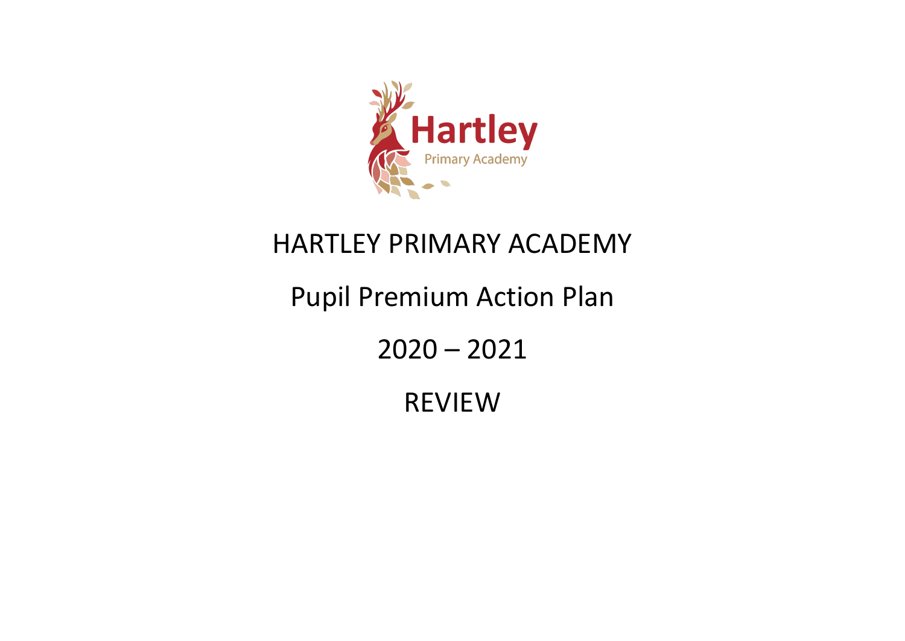# HARTLEY PRIMARY ACADEMY

## Pupil Premium Action Plan

## 2020 – 2021

## REVIEW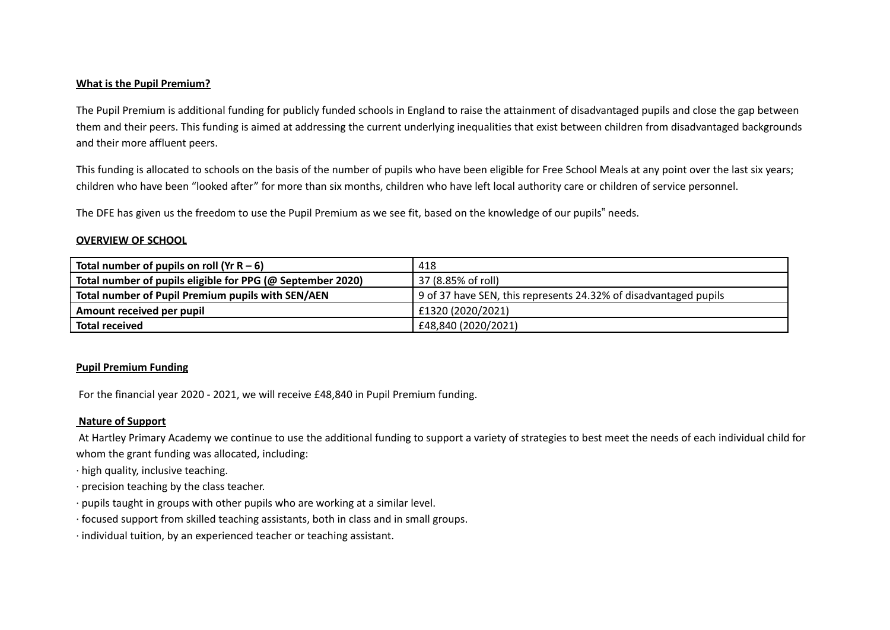**What is the Pupil Premium?**

The Pupil Premium is additional funding for publicly funded schools in England to raise the attainment of disadvantaged pupils and close the gap between them and their peers. This funding is aimed at addressing the current underlying inequalities that exist between children from disadvantaged backgrounds and their more affluent peers.

This funding is allocated to schools on the basis of the number of pupils who have been eligible for Free School Meals at any point over the last six years; children who have been "looked after" for more than six months, children who have left local authority care or children of service personnel.

The DFE has given us the freedom to use the Pupil Premium as we see fit, based on the knowledge of our pupils" needs.

**OVERVIEW OF SCHOOL**

| | |
|---|---|
| **Total number of pupils on roll (Yr R – 6)** | 418 |
| **Total number of pupils eligible for PPG (@ September 2020)** | 37 (8.85% of roll) |
| **Total number of Pupil Premium pupils with SEN/AEN** | 9 of 37 have SEN, this represents 24.32% of disadvantaged pupils |
| **Amount received per pupil** | £1320 (2020/2021) |
| **Total received** | £48,840 (2020/2021) |

**Pupil Premium Funding**

For the financial year 2020 - 2021, we will receive £48,840 in Pupil Premium funding.

**Nature of Support**

At Hartley Primary Academy we continue to use the additional funding to support a variety of strategies to best meet the needs of each individual child for whom the grant funding was allocated, including:

· high quality, inclusive teaching.

· precision teaching by the class teacher.

· pupils taught in groups with other pupils who are working at a similar level.

· focused support from skilled teaching assistants, both in class and in small groups.

· individual tuition, by an experienced teacher or teaching assistant.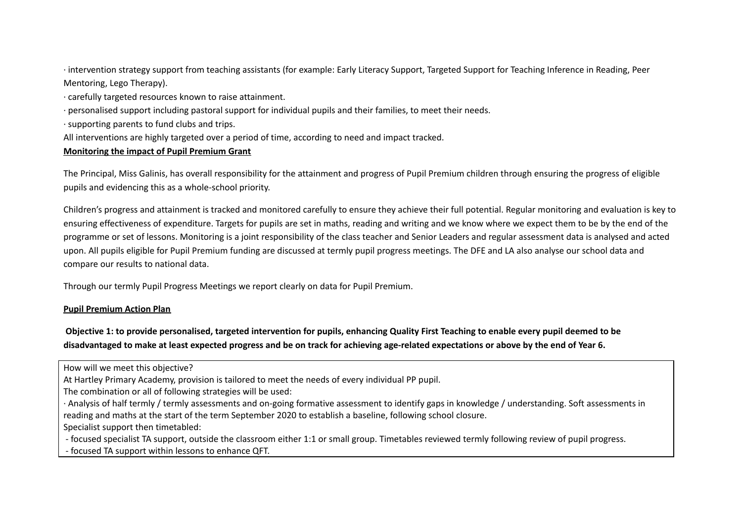· intervention strategy support from teaching assistants (for example: Early Literacy Support, Targeted Support for Teaching Inference in Reading, Peer Mentoring, Lego Therapy).

· carefully targeted resources known to raise attainment.

· personalised support including pastoral support for individual pupils and their families, to meet their needs.

· supporting parents to fund clubs and trips.

All interventions are highly targeted over a period of time, according to need and impact tracked.

**Monitoring the impact of Pupil Premium Grant**

The Principal, Miss Galinis, has overall responsibility for the attainment and progress of Pupil Premium children through ensuring the progress of eligible pupils and evidencing this as a whole-school priority.

Children's progress and attainment is tracked and monitored carefully to ensure they achieve their full potential. Regular monitoring and evaluation is key to ensuring effectiveness of expenditure. Targets for pupils are set in maths, reading and writing and we know where we expect them to be by the end of the programme or set of lessons. Monitoring is a joint responsibility of the class teacher and Senior Leaders and regular assessment data is analysed and acted upon. All pupils eligible for Pupil Premium funding are discussed at termly pupil progress meetings. The DFE and LA also analyse our school data and compare our results to national data.

Through our termly Pupil Progress Meetings we report clearly on data for Pupil Premium.

**Pupil Premium Action Plan**

**Objective 1: to provide personalised, targeted intervention for pupils, enhancing Quality First Teaching to enable every pupil deemed to be disadvantaged to make at least expected progress and be on track for achieving age-related expectations or above by the end of Year 6.**

How will we meet this objective?

At Hartley Primary Academy, provision is tailored to meet the needs of every individual PP pupil.

The combination or all of following strategies will be used:

· Analysis of half termly / termly assessments and on-going formative assessment to identify gaps in knowledge / understanding. Soft assessments in reading and maths at the start of the term September 2020 to establish a baseline, following school closure.

Specialist support then timetabled:

- focused specialist TA support, outside the classroom either 1:1 or small group. Timetables reviewed termly following review of pupil progress.
- focused TA support within lessons to enhance QFT.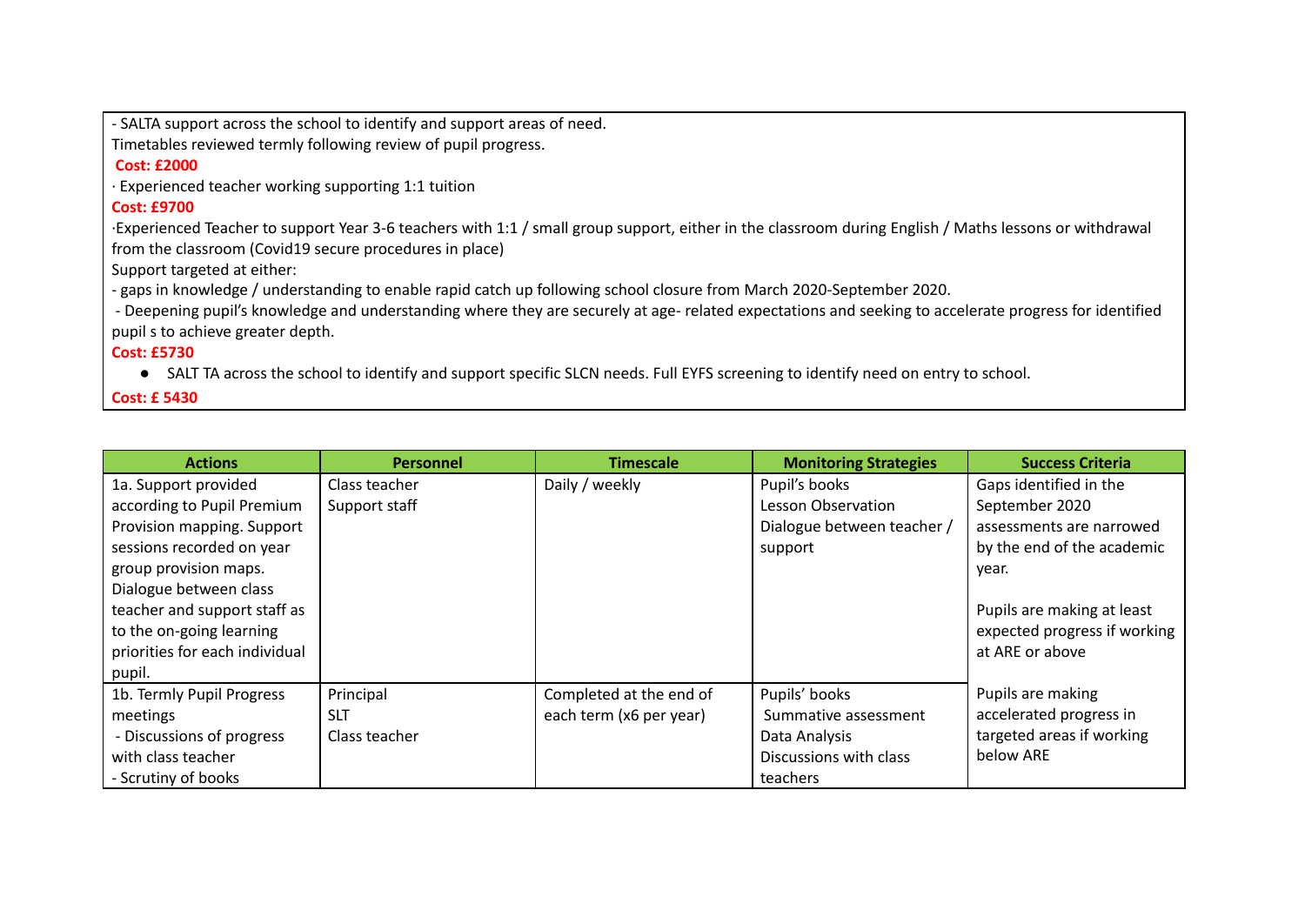- SALTA support across the school to identify and support areas of need.
Timetables reviewed termly following review of pupil progress.

**Cost: £2000**

· Experienced teacher working supporting 1:1 tuition

**Cost: £9700**

·Experienced Teacher to support Year 3-6 teachers with 1:1 / small group support, either in the classroom during English / Maths lessons or withdrawal from the classroom (Covid19 secure procedures in place)

Support targeted at either:

- gaps in knowledge / understanding to enable rapid catch up following school closure from March 2020-September 2020.
- Deepening pupil's knowledge and understanding where they are securely at age- related expectations and seeking to accelerate progress for identified pupil s to achieve greater depth.

**Cost: £5730**

- SALT TA across the school to identify and support specific SLCN needs. Full EYFS screening to identify need on entry to school.

**Cost: £ 5430**

| Actions | Personnel | Timescale | Monitoring Strategies | Success Criteria |
|---|---|---|---|---|
| 1a. Support provided according to Pupil Premium Provision mapping. Support sessions recorded on year group provision maps.<br>Dialogue between class teacher and support staff as to the on-going learning priorities for each individual pupil. | Class teacher<br>Support staff | Daily / weekly | Pupil's books<br>Lesson Observation<br>Dialogue between teacher / support | Gaps identified in the September 2020 assessments are narrowed by the end of the academic year.<br><br>Pupils are making at least expected progress if working at ARE or above |
| 1b. Termly Pupil Progress meetings<br>- Discussions of progress with class teacher<br>- Scrutiny of books | Principal<br>SLT<br>Class teacher | Completed at the end of each term (x6 per year) | Pupils' books<br>Summative assessment<br>Data Analysis<br>Discussions with class teachers | Pupils are making accelerated progress in targeted areas if working below ARE |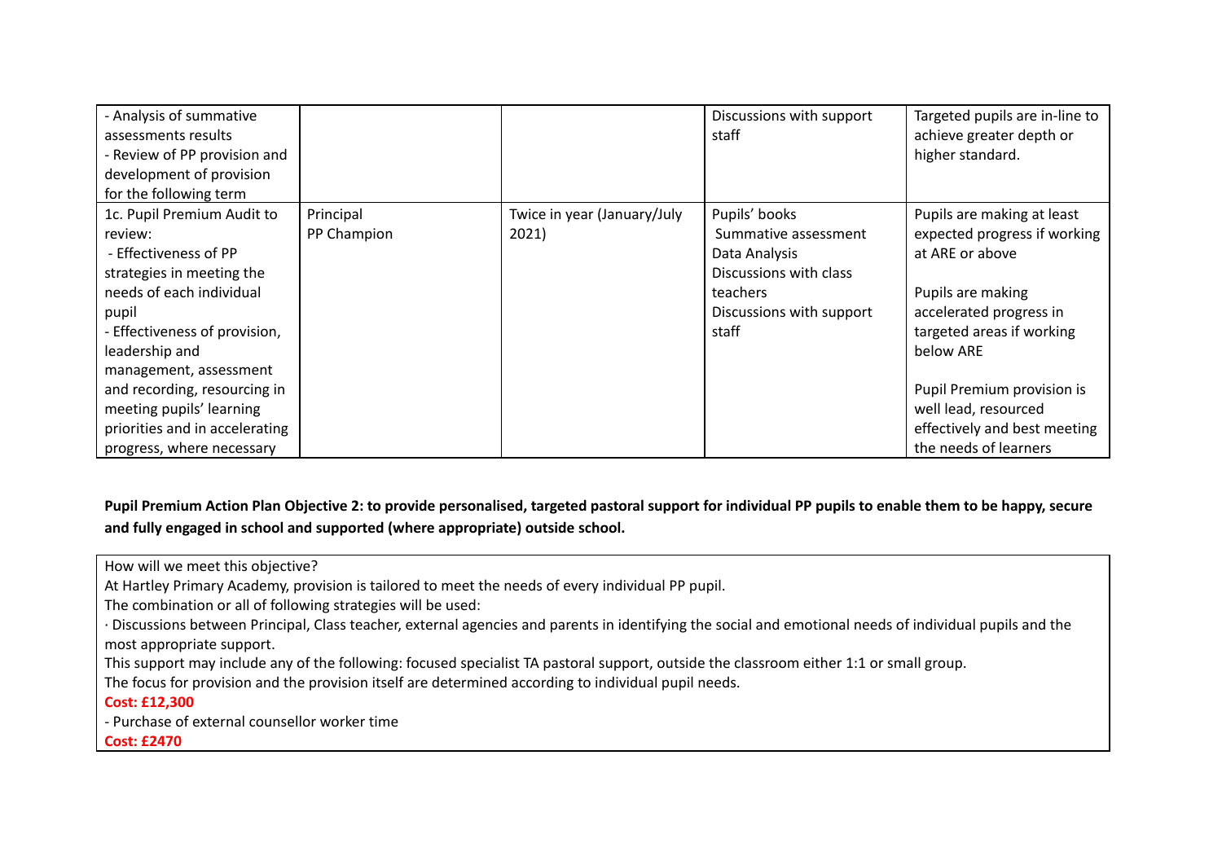| | | | | |
|---|---|---|---|---|
| - Analysis of summative assessments results<br>- Review of PP provision and development of provision for the following term | | | Discussions with support staff | Targeted pupils are in-line to achieve greater depth or higher standard. |
| 1c. Pupil Premium Audit to review:<br>- Effectiveness of PP strategies in meeting the needs of each individual pupil<br>- Effectiveness of provision, leadership and management, assessment and recording, resourcing in meeting pupils' learning priorities and in accelerating progress, where necessary | Principal<br>PP Champion | Twice in year (January/July 2021) | Pupils' books<br>Summative assessment<br>Data Analysis<br>Discussions with class teachers<br>Discussions with support staff | Pupils are making at least expected progress if working at ARE or above<br><br>Pupils are making accelerated progress in targeted areas if working below ARE<br><br>Pupil Premium provision is well lead, resourced effectively and best meeting the needs of learners |

**Pupil Premium Action Plan Objective 2: to provide personalised, targeted pastoral support for individual PP pupils to enable them to be happy, secure and fully engaged in school and supported (where appropriate) outside school.**

| |
|---|
| How will we meet this objective?<br>At Hartley Primary Academy, provision is tailored to meet the needs of every individual PP pupil.<br>The combination or all of following strategies will be used:<br>· Discussions between Principal, Class teacher, external agencies and parents in identifying the social and emotional needs of individual pupils and the most appropriate support.<br>This support may include any of the following: focused specialist TA pastoral support, outside the classroom either 1:1 or small group.<br>The focus for provision and the provision itself are determined according to individual pupil needs.<br>**Cost: £12,300**<br>- Purchase of external counsellor worker time<br>**Cost: £2470** |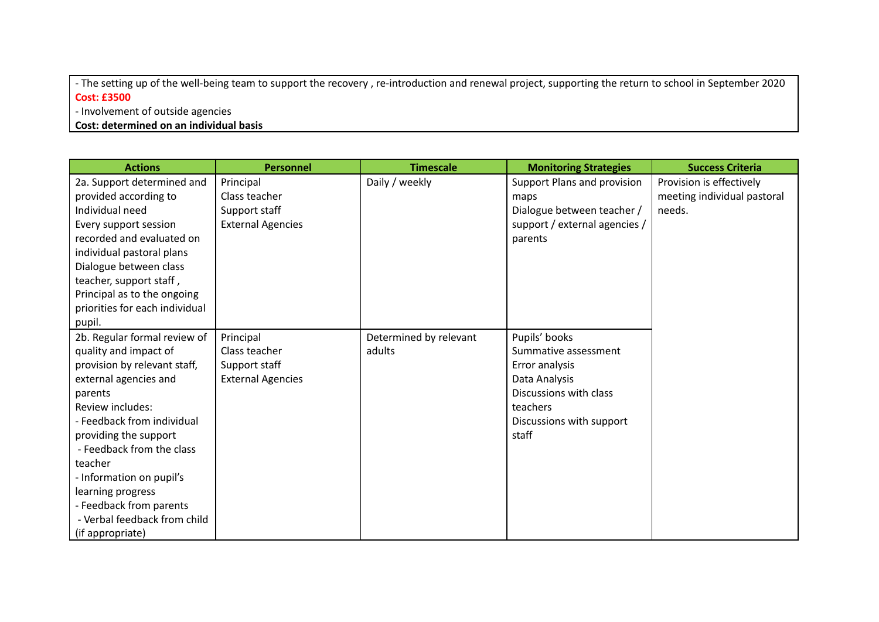- The setting up of the well-being team to support the recovery , re-introduction and renewal project, supporting the return to school in September 2020
**Cost: £3500**
- Involvement of outside agencies
**Cost: determined on an individual basis**

| Actions | Personnel | Timescale | Monitoring Strategies | Success Criteria |
|---|---|---|---|---|
| 2a. Support determined and provided according to Individual need<br>Every support session recorded and evaluated on individual pastoral plans<br>Dialogue between class teacher, support staff , Principal as to the ongoing priorities for each individual pupil. | Principal<br>Class teacher<br>Support staff<br>External Agencies | Daily / weekly | Support Plans and provision maps<br>Dialogue between teacher / support / external agencies / parents | Provision is effectively meeting individual pastoral needs. |
| 2b. Regular formal review of quality and impact of provision by relevant staff, external agencies and parents<br>Review includes:<br>- Feedback from individual providing the support<br>- Feedback from the class teacher<br>- Information on pupil's learning progress<br>- Feedback from parents<br>- Verbal feedback from child (if appropriate) | Principal<br>Class teacher<br>Support staff<br>External Agencies | Determined by relevant adults | Pupils' books<br>Summative assessment<br>Error analysis<br>Data Analysis<br>Discussions with class teachers<br>Discussions with support staff | |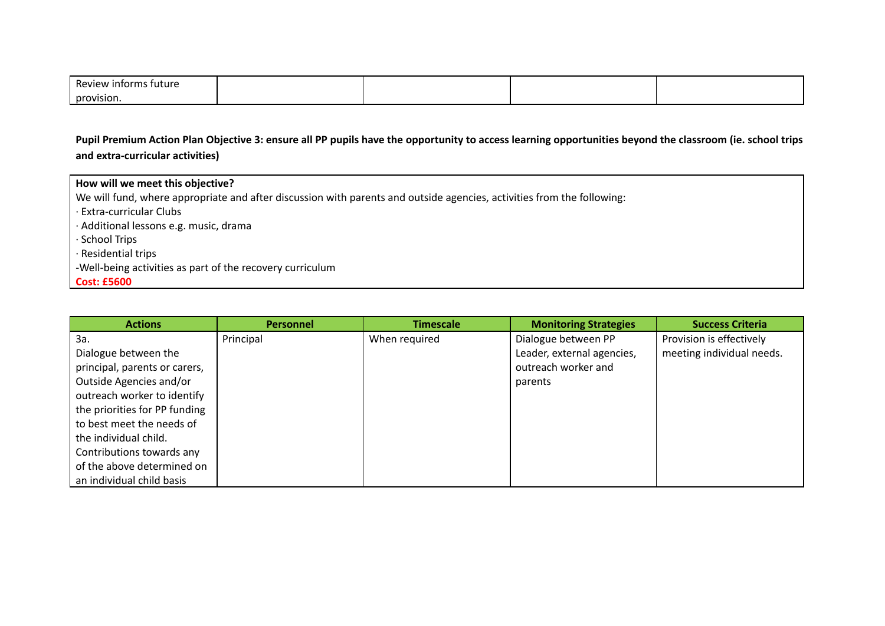| | | | | |
|---|---|---|---|---|
| Review informs future provision. | | | | |

**Pupil Premium Action Plan Objective 3: ensure all PP pupils have the opportunity to access learning opportunities beyond the classroom (ie. school trips and extra-curricular activities)**

| |
|---|
| **How will we meet this objective?**<br>We will fund, where appropriate and after discussion with parents and outside agencies, activities from the following:<br>· Extra-curricular Clubs<br>· Additional lessons e.g. music, drama<br>· School Trips<br>· Residential trips<br>-Well-being activities as part of the recovery curriculum<br>**Cost: £5600** |

| Actions | Personnel | Timescale | Monitoring Strategies | Success Criteria |
|---|---|---|---|---|
| 3a.<br>Dialogue between the principal, parents or carers, Outside Agencies and/or outreach worker to identify the priorities for PP funding to best meet the needs of the individual child.<br>Contributions towards any of the above determined on an individual child basis | Principal | When required | Dialogue between PP Leader, external agencies, outreach worker and parents | Provision is effectively meeting individual needs. |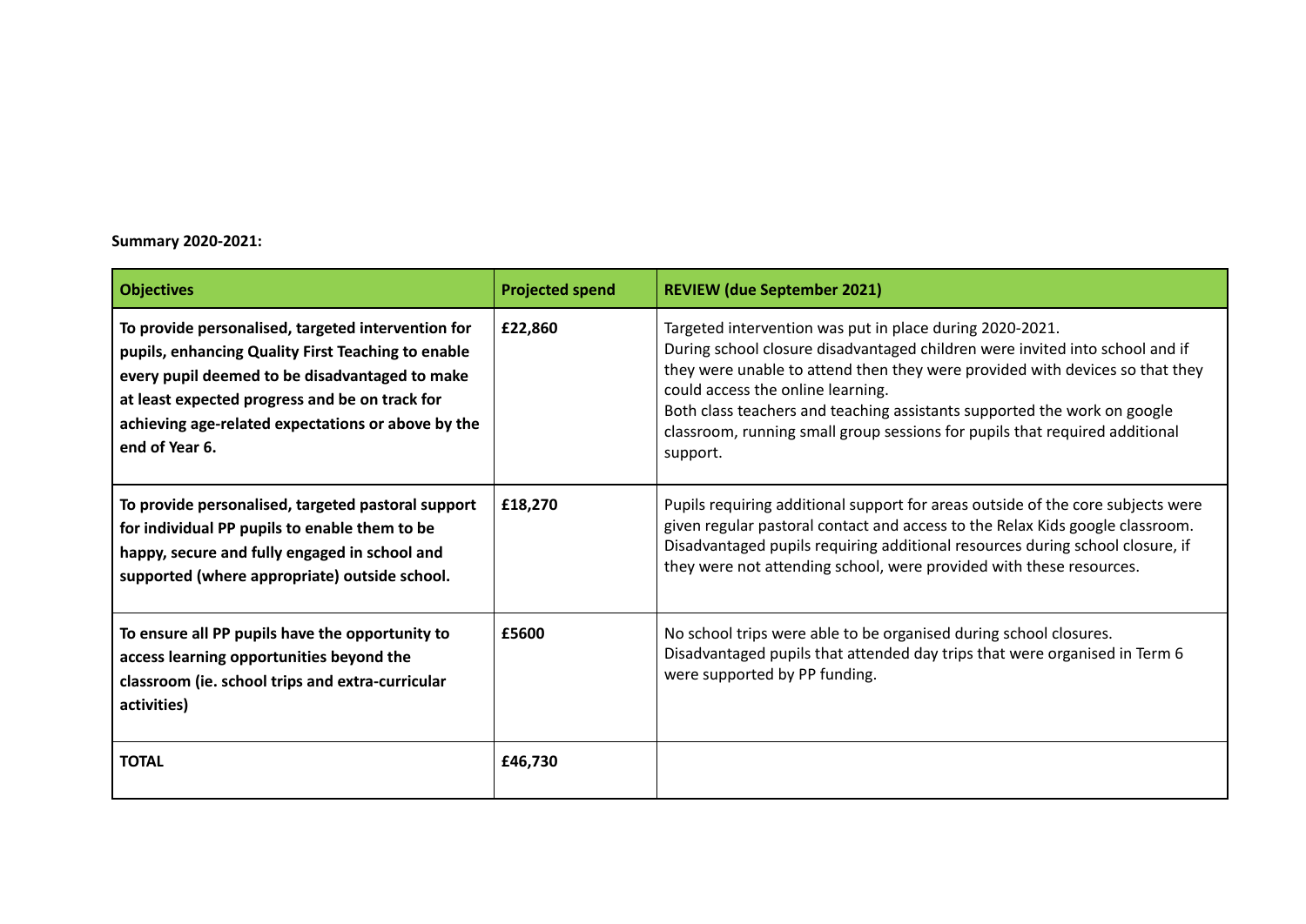**Summary 2020-2021:**

| Objectives | Projected spend | REVIEW (due September 2021) |
|---|---|---|
| **To provide personalised, targeted intervention for pupils, enhancing Quality First Teaching to enable every pupil deemed to be disadvantaged to make at least expected progress and be on track for achieving age-related expectations or above by the end of Year 6.** | **£22,860** | Targeted intervention was put in place during 2020-2021.<br>During school closure disadvantaged children were invited into school and if they were unable to attend then they were provided with devices so that they could access the online learning.<br>Both class teachers and teaching assistants supported the work on google classroom, running small group sessions for pupils that required additional support. |
| **To provide personalised, targeted pastoral support for individual PP pupils to enable them to be happy, secure and fully engaged in school and supported (where appropriate) outside school.** | **£18,270** | Pupils requiring additional support for areas outside of the core subjects were given regular pastoral contact and access to the Relax Kids google classroom. Disadvantaged pupils requiring additional resources during school closure, if they were not attending school, were provided with these resources. |
| **To ensure all PP pupils have the opportunity to access learning opportunities beyond the classroom (ie. school trips and extra-curricular activities)** | **£5600** | No school trips were able to be organised during school closures.<br>Disadvantaged pupils that attended day trips that were organised in Term 6 were supported by PP funding. |
| **TOTAL** | **£46,730** | |